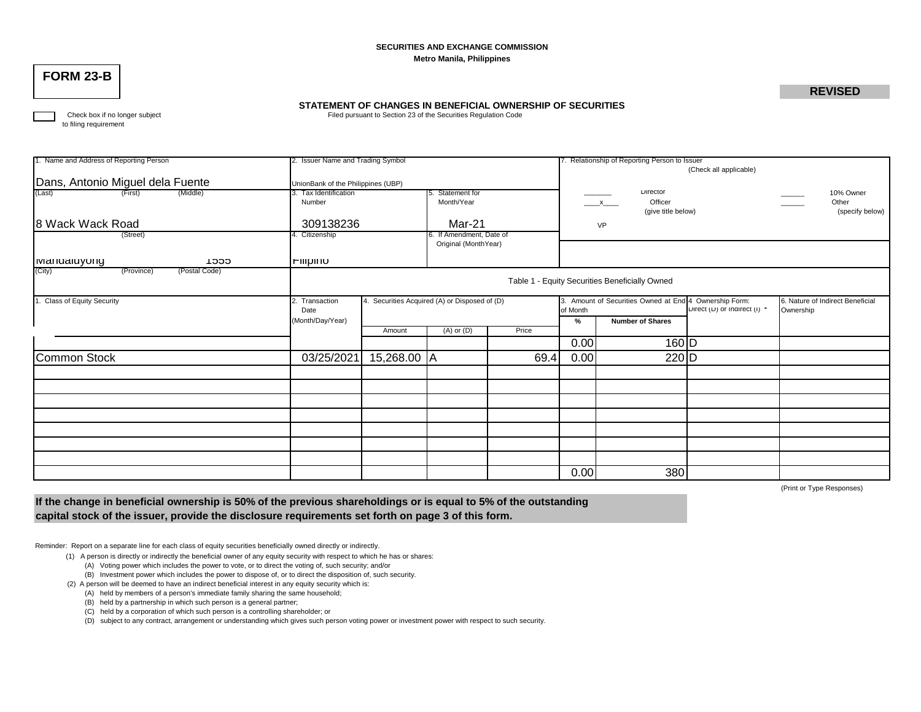SECURITIES AND EXCHANGE COMMISSION
Metro Manila, Philippines

# FORM 23-B

**REVISED**

## STATEMENT OF CHANGES IN BENEFICIAL OWNERSHIP OF SECURITIES

Filed pursuant to Section 23 of the Securities Regulation Code

☐ Check box if no longer subject to filing requirement

| 1. Name and Address of Reporting Person | 2. Issuer Name and Trading Symbol | | 7. Relationship of Reporting Person to Issuer (Check all applicable) |
|---|---|---|---|
| Dans, Antonio Miguel dela Fuente (Last) (First) (Middle) | UnionBank of the Philippines (UBP) | | ______ Director ______ 10% Owner |
| 8 Wack Wack Road (Street) | 3. Tax Identification Number: 309138236 | 5. Statement for Month/Year: Mar-21 | __x__ Officer (give title below) ______ Other (specify below) |
| Mandaluyong 1555 (City) (Province) (Postal Code) | 4. Citizenship: Filipino | 6. If Amendment, Date of Original (MonthYear) | VP |

Table 1 - Equity Securities Beneficially Owned

| 1. Class of Equity Security | 2. Transaction Date (Month/Day/Year) | 4. Securities Acquired (A) or Disposed of (D) | | | 3. Amount of Securities Owned at End of Month | | 4 Ownership Form: Direct (D) or Indirect (I) * | 6. Nature of Indirect Beneficial Ownership |
|---|---|---|---|---|---|---|---|---|
| | | Amount | (A) or (D) | Price | % | Number of Shares | | |
| | | | | | 0.00 | 160 | D | |
| Common Stock | 03/25/2021 | 15,268.00 | A | 69.4 | 0.00 | 220 | D | |
| | | | | | | | | |
| | | | | | | | | |
| | | | | | | | | |
| | | | | | | | | |
| | | | | | | | | |
| | | | | | | | | |
| | | | | | | | | |
| | | | | | 0.00 | 380 | | |

(Print or Type Responses)

**If the change in beneficial ownership is 50% of the previous shareholdings or is equal to 5% of the outstanding capital stock of the issuer, provide the disclosure requirements set forth on page 3 of this form.**

Reminder: Report on a separate line for each class of equity securities beneficially owned directly or indirectly.

(1) A person is directly or indirectly the beneficial owner of any equity security with respect to which he has or shares:
   (A) Voting power which includes the power to vote, or to direct the voting of, such security; and/or
   (B) Investment power which includes the power to dispose of, or to direct the disposition of, such security.

(2) A person will be deemed to have an indirect beneficial interest in any equity security which is:
   (A) held by members of a person's immediate family sharing the same household;
   (B) held by a partnership in which such person is a general partner;
   (C) held by a corporation of which such person is a controlling shareholder; or
   (D) subject to any contract, arrangement or understanding which gives such person voting power or investment power with respect to such security.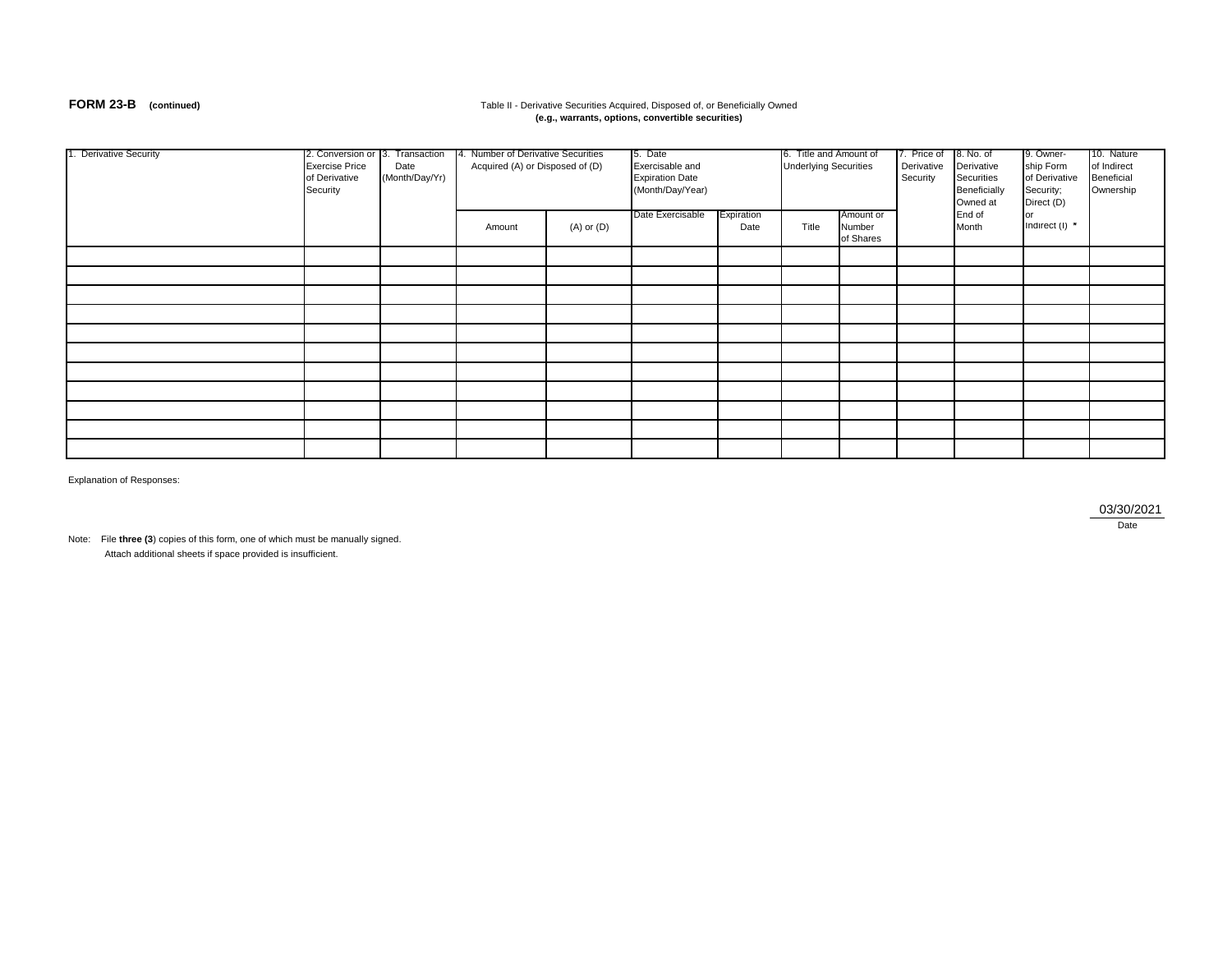**FORM 23-B** **(continued)**

Table II - Derivative Securities Acquired, Disposed of, or Beneficially Owned
**(e.g., warrants, options, convertible securities)**

| 1. Derivative Security | 2. Conversion or Exercise Price of Derivative Security | 3. Transaction Date (Month/Day/Yr) | 4. Number of Derivative Securities Acquired (A) or Disposed of (D) | | 5. Date Exercisable and Expiration Date (Month/Day/Year) | | 6. Title and Amount of Underlying Securities | | 7. Price of Derivative Security | 8. No. of Derivative Securities Beneficially Owned at End of Month | 9. Owner-ship Form of Derivative Security; Direct (D) or Indirect (I) * | 10. Nature of Indirect Beneficial Ownership |
|---|---|---|---|---|---|---|---|---|---|---|---|---|
| | | | Amount | (A) or (D) | Date Exercisable | Expiration Date | Title | Amount or Number of Shares | | | | |
| | | | | | | | | | | | | |
| | | | | | | | | | | | | |
| | | | | | | | | | | | | |
| | | | | | | | | | | | | |
| | | | | | | | | | | | | |
| | | | | | | | | | | | | |
| | | | | | | | | | | | | |
| | | | | | | | | | | | | |
| | | | | | | | | | | | | |
| | | | | | | | | | | | | |
| | | | | | | | | | | | | |

Explanation of Responses:

03/30/2021
Date

Note: File **three (3**) copies of this form, one of which must be manually signed.
Attach additional sheets if space provided is insufficient.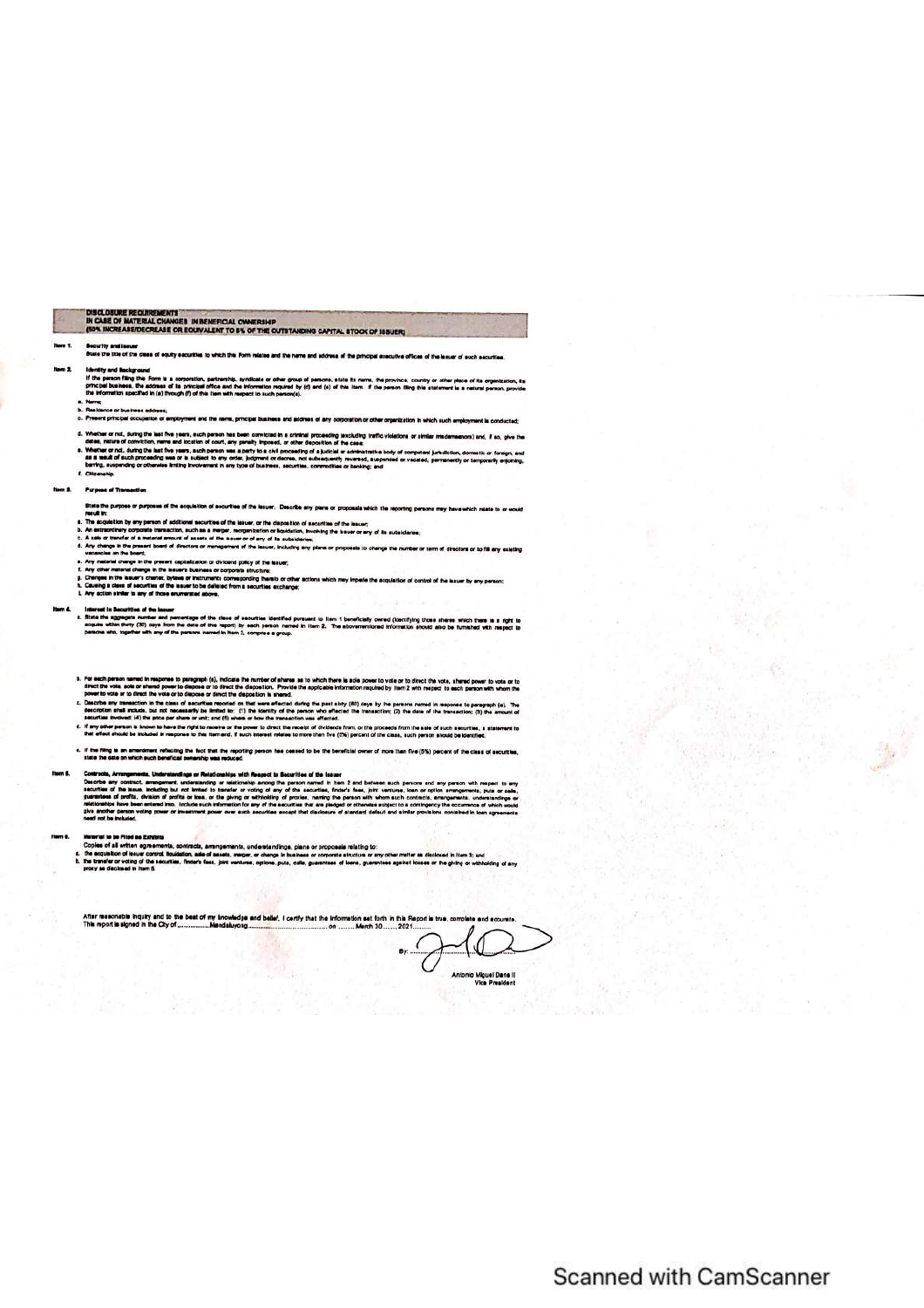**DISCLOSURE REQUIREMENTS**
**IN CASE OF MATERIAL CHANGES IN BENEFICIAL OWNERSHIP**
**(5% INCREASE/DECREASE OR EQUIVALENT TO 5% OF THE OUTSTANDING CAPITAL STOCK OF ISSUER)**

**Item 1. Security and Issuer**

State the title of the class of equity securities to which this Form relates and the name and address of the principal executive offices of the issuer of such securities.

**Item 2. Identity and Background**

If the person filing this Form is a corporation, partnership, syndicate or other group of persons, state its name, the province, country or other place of its organization, its principal business, the address of its principal office and the information required by (d) and (e) of this Item. If the person filing this statement is a natural person, provide the information specified in (a) through (f) of this Item with respect to such person(s).

a. Name;
b. Residence or business address;
c. Present principal occupation or employment and the name, principal business and address of any corporation or other organization in which such employment is conducted;
d. Whether or not, during the last five years, such person has been convicted in a criminal proceeding (excluding traffic violations or similar misdemeanors) and, if so, give the dates, nature of conviction, name and location of court, any penalty imposed, or other disposition of the case;
e. Whether or not, during the last five years, such person was a party to a civil proceeding of a judicial or administrative body of competent jurisdiction, domestic or foreign, and as a result of such proceeding was or is subject to any order, judgment or decree, not subsequently reversed, suspended or vacated, permanently or temporarily enjoining, barring, suspending or otherwise limiting involvement in any type of business, securities, commodities or banking; and
f. Citizenship.

**Item 3. Purpose of Transaction**

State the purpose or purposes of the acquisition of securities of the issuer. Describe any plans or proposals which the reporting persons may have which relate to or would result in:

a. The acquisition by any person of additional securities of the issuer, or the disposition of securities of the issuer;
b. An extraordinary corporate transaction, such as a merger, reorganization or liquidation, involving the issuer or any of its subsidiaries;
c. A sale or transfer of a material amount of assets of the issuer or of any of its subsidiaries;
d. Any change in the present board of directors or management of the issuer, including any plans or proposals to change the number or term of directors or to fill any existing vacancies on the board;
e. Any material change in the present capitalization or dividend policy of the issuer;
f. Any other material change in the issuer's business or corporate structure;
g. Changes in the issuer's charter, bylaws or instruments corresponding thereto or other actions which may impede the acquisition of control of the issuer by any person;
h. Causing a class of securities of the issuer to be delisted from a securities exchange;
i. Any action similar to any of those enumerated above.

**Item 4. Interest in Securities of the Issuer**

a. State the aggregate number and percentage of the class of securities identified pursuant to Item 1 beneficially owned (identifying those shares which there is a right to acquire within thirty (30) days from the date of this report) by each person named in Item 2. The abovementioned information should also be furnished with respect to persons who, together with any of the persons named in Item 2, comprise a group.

b. For each person named in response to paragraph (a), indicate the number of shares as to which there is sole power to vote or to direct the vote, shared power to vote or to direct the vote, sole or shared power to dispose or to direct the disposition. Provide the applicable information required by Item 2 with respect to each person with whom the power to vote or to direct the vote or to dispose or direct the disposition is shared.
c. Describe any transaction in the class of securities reported on that were effected during the past sixty (60) days by the persons named in response to paragraph (a). The description shall include, but not necessarily be limited to: (1) the identity of the person who effected the transaction; (2) the date of the transaction; (3) the amount of securities involved; (4) the price per share or unit; and (5) where or how the transaction was effected.
d. If any other person is known to have the right to receive or the power to direct the receipt of dividends from, or the proceeds from the sale of such securities, a statement to that effect should be included in response to this item and, if such interest relates to more than five (5%) percent of the class, such person should be identified.
e. If the filing is an amendment reflecting the fact that the reporting person has ceased to be the beneficial owner of more than five (5%) percent of the class of securities, state the date on which such beneficial ownership was reduced.

**Item 5. Contracts, Arrangements, Understandings or Relationships with Respect to Securities of the Issuer**

Describe any contract, arrangement, understanding or relationship among the person named in Item 2 and between such persons and any person with respect to any securities of the issuer, including but not limited to transfer or voting of any of the securities, finder's fees, joint ventures, loan or option arrangements, puts or calls, guarantees of profits, division of profits or loss, or the giving or withholding of proxies, naming the person with whom such contracts, arrangements, understandings or relationships have been entered into. Include such information for any of the securities that are pledged or otherwise subject to a contingency the occurrence of which would give another person voting power or investment power over such securities except that disclosure of standard default and similar provisions contained in loan agreements need not be included.

**Item 6. Material to be Filed as Exhibits**

Copies of all written agreements, contracts, arrangements, understandings, plans or proposals relating to:

a. the acquisition of issuer control, liquidation, sale of assets, merger, or change in business or corporate structure or any other matter as disclosed in Item 3; and
b. the transfer or voting of the securities, finder's fees, joint ventures, options, puts, calls, guarantees of loans, guarantees against losses or the giving or withholding of any proxy as disclosed in Item 5.

After reasonable inquiry and to the best of my knowledge and belief, I certify that the information set forth in this Report is true, complete and accurate. This report is signed in the City of ..............Mandaluyong.............................. on ........March 30.......2021..........

By: ..............................

Antonio Miguel Dans II
Vice President